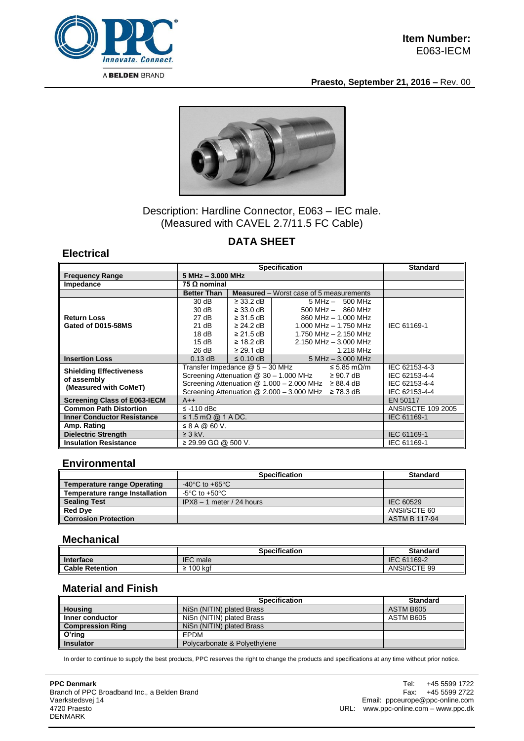**Item Number:**
E063-IECM

**Praesto, September 21, 2016 –** Rev. 00

Description: Hardline Connector, E063 – IEC male.
(Measured with CAVEL 2.7/11.5 FC Cable)

## DATA SHEET

### Electrical

| | Specification | | | Standard |
|---|---|---|---|---|
| **Frequency Range** | **5 MHz – 3.000 MHz** | | | |
| **Impedance** | **75 Ω nominal** | | | |
| | **Better Than** | **Measured** – Worst case of 5 measurements | | |
| **Return Loss Gated of D015-58MS** | 30 dB | ≥ 33.2 dB | 5 MHz – 500 MHz | IEC 61169-1 |
| | 30 dB | ≥ 33.0 dB | 500 MHz – 860 MHz | |
| | 27 dB | ≥ 31.5 dB | 860 MHz – 1.000 MHz | |
| | 21 dB | ≥ 24.2 dB | 1.000 MHz – 1.750 MHz | |
| | 18 dB | ≥ 21.5 dB | 1.750 MHz – 2.150 MHz | |
| | 15 dB | ≥ 18.2 dB | 2.150 MHz – 3.000 MHz | |
| | 26 dB | ≥ 29.1 dB | 1.218 MHz | |
| **Insertion Loss** | 0.13 dB | ≤ 0.10 dB | 5 MHz – 3.000 MHz | |
| **Shielding Effectiveness of assembly (Measured with CoMeT)** | Transfer Impedance @ 5 – 30 MHz ≤ 5.85 mΩ/m | | | IEC 62153-4-3 |
| | Screening Attenuation @ 30 – 1.000 MHz ≥ 90.7 dB | | | IEC 62153-4-4 |
| | Screening Attenuation @ 1.000 – 2.000 MHz ≥ 88.4 dB | | | IEC 62153-4-4 |
| | Screening Attenuation @ 2.000 – 3.000 MHz ≥ 78.3 dB | | | IEC 62153-4-4 |
| **Screening Class of E063-IECM** | A++ | | | EN 50117 |
| **Common Path Distortion** | ≤ -110 dBc | | | ANSI/SCTE 109 2005 |
| **Inner Conductor Resistance** | ≤ 1.5 mΩ @ 1 A DC. | | | IEC 61169-1 |
| **Amp. Rating** | ≤ 8 A @ 60 V. | | | |
| **Dielectric Strength** | ≥ 3 kV. | | | IEC 61169-1 |
| **Insulation Resistance** | ≥ 29.99 GΩ @ 500 V. | | | IEC 61169-1 |

### Environmental

| | Specification | Standard |
|---|---|---|
| **Temperature range Operating** | -40°C to +65°C | |
| **Temperature range Installation** | -5°C to +50°C | |
| **Sealing Test** | IPX8 – 1 meter / 24 hours | IEC 60529 |
| **Red Dye** | | ANSI/SCTE 60 |
| **Corrosion Protection** | | ASTM B 117-94 |

### Mechanical

| | Specification | Standard |
|---|---|---|
| **Interface** | IEC male | IEC 61169-2 |
| **Cable Retention** | ≥ 100 kgf | ANSI/SCTE 99 |

### Material and Finish

| | Specification | Standard |
|---|---|---|
| **Housing** | NiSn (NITIN) plated Brass | ASTM B605 |
| **Inner conductor** | NiSn (NITIN) plated Brass | ASTM B605 |
| **Compression Ring** | NiSn (NITIN) plated Brass | |
| **O'ring** | EPDM | |
| **Insulator** | Polycarbonate & Polyethylene | |

In order to continue to supply the best products, PPC reserves the right to change the products and specifications at any time without prior notice.

**PPC Denmark**
Branch of PPC Broadband Inc., a Belden Brand
Vaerkstedsvej 14
4720 Praesto
DENMARK

Tel: +45 5599 1722
Fax: +45 5599 2722
Email: ppceurope@ppc-online.com
URL: www.ppc-online.com – www.ppc.dk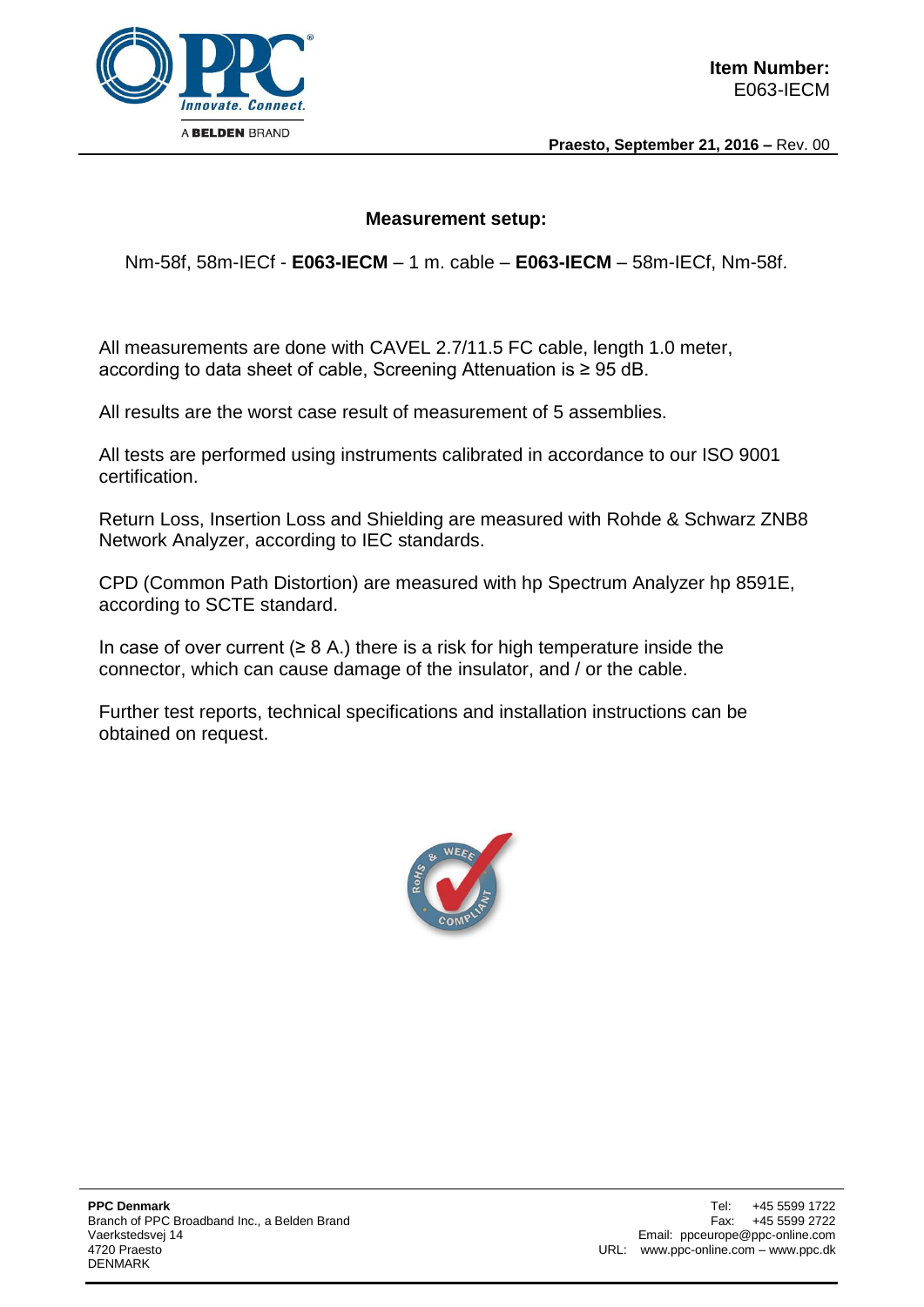**Item Number:**
E063-IECM

**Praesto, September 21, 2016 –** Rev. 00

## Measurement setup:

Nm-58f, 58m-IECf - **E063-IECM** – 1 m. cable – **E063-IECM** – 58m-IECf, Nm-58f.

All measurements are done with CAVEL 2.7/11.5 FC cable, length 1.0 meter, according to data sheet of cable, Screening Attenuation is ≥ 95 dB.

All results are the worst case result of measurement of 5 assemblies.

All tests are performed using instruments calibrated in accordance to our ISO 9001 certification.

Return Loss, Insertion Loss and Shielding are measured with Rohde & Schwarz ZNB8 Network Analyzer, according to IEC standards.

CPD (Common Path Distortion) are measured with hp Spectrum Analyzer hp 8591E, according to SCTE standard.

In case of over current (≥ 8 A.) there is a risk for high temperature inside the connector, which can cause damage of the insulator, and / or the cable.

Further test reports, technical specifications and installation instructions can be obtained on request.

**PPC Denmark**
Branch of PPC Broadband Inc., a Belden Brand
Vaerkstedsvej 14
4720 Praesto
DENMARK

Tel: +45 5599 1722
Fax: +45 5599 2722
Email: ppceurope@ppc-online.com
URL: www.ppc-online.com – www.ppc.dk